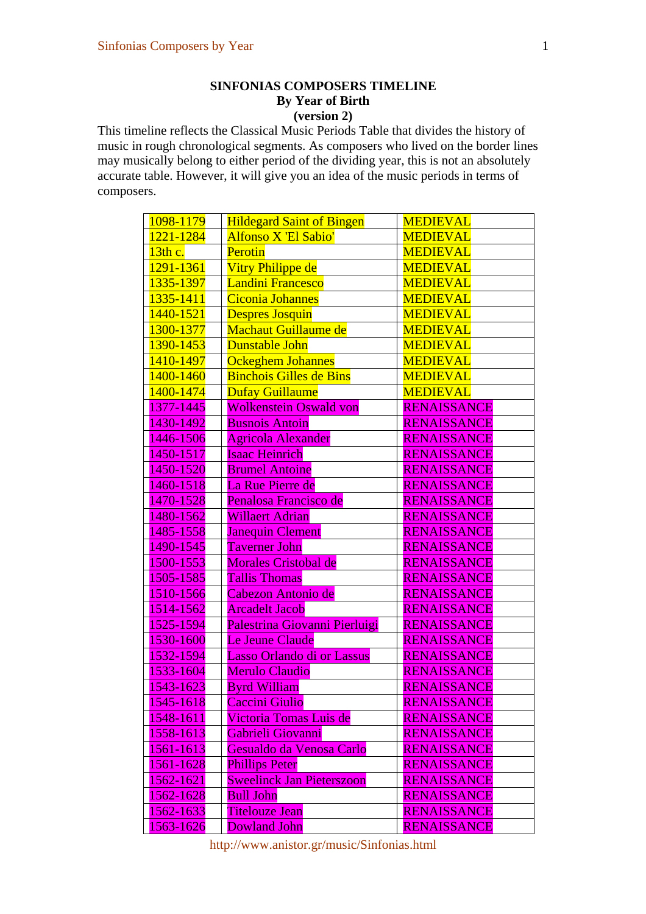**SINFONIAS COMPOSERS TIMELINE**
**By Year of Birth**
**(version 2)**

This timeline reflects the Classical Music Periods Table that divides the history of music in rough chronological segments. As composers who lived on the border lines may musically belong to either period of the dividing year, this is not an absolutely accurate table. However, it will give you an idea of the music periods in terms of composers.

| | | |
|---|---|---|
| 1098-1179 | Hildegard Saint of Bingen | MEDIEVAL |
| 1221-1284 | Alfonso X 'El Sabio' | MEDIEVAL |
| 13th c. | Perotin | MEDIEVAL |
| 1291-1361 | Vitry Philippe de | MEDIEVAL |
| 1335-1397 | Landini Francesco | MEDIEVAL |
| 1335-1411 | Ciconia Johannes | MEDIEVAL |
| 1440-1521 | Despres Josquin | MEDIEVAL |
| 1300-1377 | Machaut Guillaume de | MEDIEVAL |
| 1390-1453 | Dunstable John | MEDIEVAL |
| 1410-1497 | Ockeghem Johannes | MEDIEVAL |
| 1400-1460 | Binchois Gilles de Bins | MEDIEVAL |
| 1400-1474 | Dufay Guillaume | MEDIEVAL |
| 1377-1445 | Wolkenstein Oswald von | RENAISSANCE |
| 1430-1492 | Busnois Antoin | RENAISSANCE |
| 1446-1506 | Agricola Alexander | RENAISSANCE |
| 1450-1517 | Isaac Heinrich | RENAISSANCE |
| 1450-1520 | Brumel Antoine | RENAISSANCE |
| 1460-1518 | La Rue Pierre de | RENAISSANCE |
| 1470-1528 | Penalosa Francisco de | RENAISSANCE |
| 1480-1562 | Willaert Adrian | RENAISSANCE |
| 1485-1558 | Janequin Clement | RENAISSANCE |
| 1490-1545 | Taverner John | RENAISSANCE |
| 1500-1553 | Morales Cristobal de | RENAISSANCE |
| 1505-1585 | Tallis Thomas | RENAISSANCE |
| 1510-1566 | Cabezon Antonio de | RENAISSANCE |
| 1514-1562 | Arcadelt Jacob | RENAISSANCE |
| 1525-1594 | Palestrina Giovanni Pierluigi | RENAISSANCE |
| 1530-1600 | Le Jeune Claude | RENAISSANCE |
| 1532-1594 | Lasso Orlando di or Lassus | RENAISSANCE |
| 1533-1604 | Merulo Claudio | RENAISSANCE |
| 1543-1623 | Byrd William | RENAISSANCE |
| 1545-1618 | Caccini Giulio | RENAISSANCE |
| 1548-1611 | Victoria Tomas Luis de | RENAISSANCE |
| 1558-1613 | Gabrieli Giovanni | RENAISSANCE |
| 1561-1613 | Gesualdo da Venosa Carlo | RENAISSANCE |
| 1561-1628 | Phillips Peter | RENAISSANCE |
| 1562-1621 | Sweelinck Jan Pieterszoon | RENAISSANCE |
| 1562-1628 | Bull John | RENAISSANCE |
| 1562-1633 | Titelouze Jean | RENAISSANCE |
| 1563-1626 | Dowland John | RENAISSANCE |

http://www.anistor.gr/music/Sinfonias.html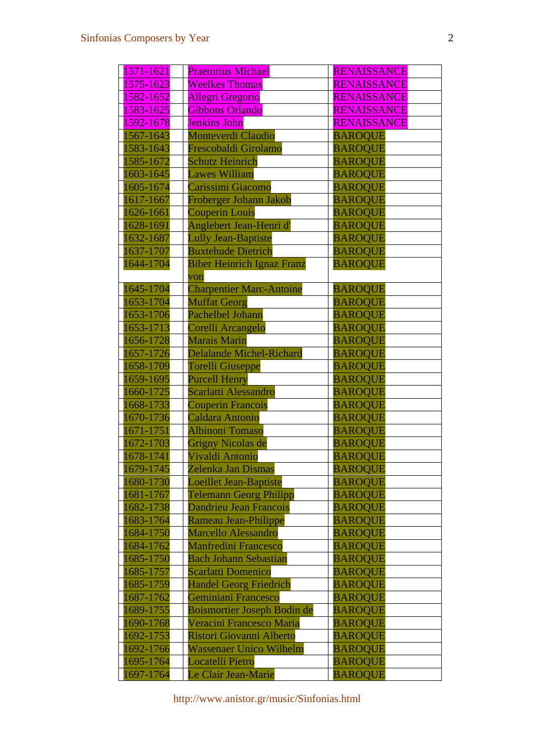| 1571-1621 | Praetorius Michael | RENAISSANCE |
|---|---|---|
| 1575-1623 | Weelkes Thomas | RENAISSANCE |
| 1582-1652 | Allegri Gregorio | RENAISSANCE |
| 1583-1625 | Gibbons Orlando | RENAISSANCE |
| 1592-1678 | Jenkins John | RENAISSANCE |
| 1567-1643 | Monteverdi Claudio | BAROQUE |
| 1583-1643 | Frescobaldi Girolamo | BAROQUE |
| 1585-1672 | Schutz Heinrich | BAROQUE |
| 1603-1645 | Lawes William | BAROQUE |
| 1605-1674 | Carissimi Giacomo | BAROQUE |
| 1617-1667 | Froberger Johann Jakob | BAROQUE |
| 1626-1661 | Couperin Louis | BAROQUE |
| 1628-1691 | Anglebert Jean-Henri d' | BAROQUE |
| 1632-1687 | Lully Jean-Baptiste | BAROQUE |
| 1637-1707 | Buxtehude Dietrich | BAROQUE |
| 1644-1704 | Biber Heinrich Ignaz Franz von | BAROQUE |
| 1645-1704 | Charpentier Marc-Antoine | BAROQUE |
| 1653-1704 | Muffat Georg | BAROQUE |
| 1653-1706 | Pachelbel Johann | BAROQUE |
| 1653-1713 | Corelli Arcangelo | BAROQUE |
| 1656-1728 | Marais Marin | BAROQUE |
| 1657-1726 | Delalande Michel-Richard | BAROQUE |
| 1658-1709 | Torelli Giuseppe | BAROQUE |
| 1659-1695 | Purcell Henry | BAROQUE |
| 1660-1725 | Scarlatti Alessandro | BAROQUE |
| 1668-1733 | Couperin Francois | BAROQUE |
| 1670-1736 | Caldara Antonio | BAROQUE |
| 1671-1751 | Albinoni Tomaso | BAROQUE |
| 1672-1703 | Grigny Nicolas de | BAROQUE |
| 1678-1741 | Vivaldi Antonio | BAROQUE |
| 1679-1745 | Zelenka Jan Dismas | BAROQUE |
| 1680-1730 | Loeillet Jean-Baptiste | BAROQUE |
| 1681-1767 | Telemann Georg Philipp | BAROQUE |
| 1682-1738 | Dandrieu Jean Francois | BAROQUE |
| 1683-1764 | Rameau Jean-Philippe | BAROQUE |
| 1684-1750 | Marcello Alessandro | BAROQUE |
| 1684-1762 | Manfredini Francesco | BAROQUE |
| 1685-1750 | Bach Johann Sebastian | BAROQUE |
| 1685-1757 | Scarlatti Domenico | BAROQUE |
| 1685-1759 | Handel Georg Friedrich | BAROQUE |
| 1687-1762 | Geminiani Francesco | BAROQUE |
| 1689-1755 | Boismortier Joseph Bodin de | BAROQUE |
| 1690-1768 | Veracini Francesco Maria | BAROQUE |
| 1692-1753 | Ristori Giovanni Alberto | BAROQUE |
| 1692-1766 | Wassenaer Unico Wilhelm | BAROQUE |
| 1695-1764 | Locatelli Pietro | BAROQUE |
| 1697-1764 | Le Clair Jean-Marie | BAROQUE |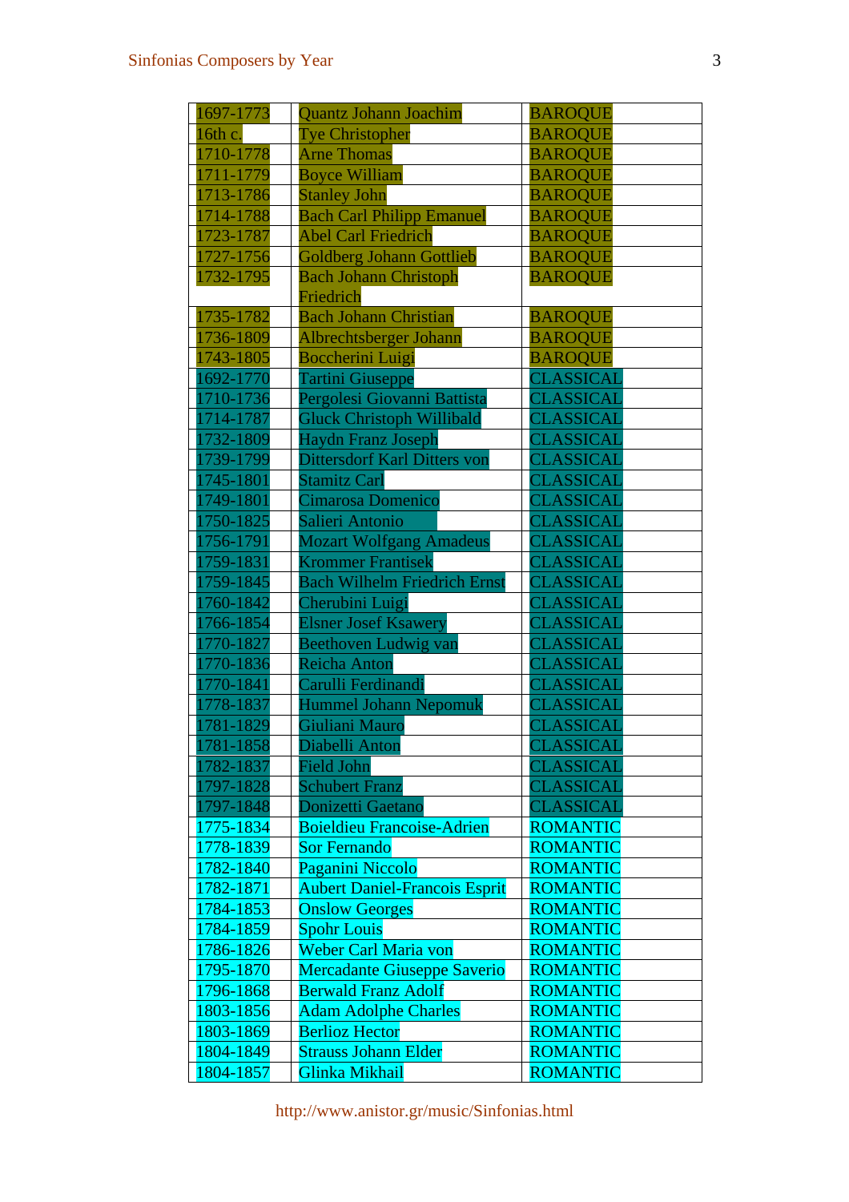| | | |
|---|---|---|
| 1697-1773 | Quantz Johann Joachim | BAROQUE |
| 16th c. | Tye Christopher | BAROQUE |
| 1710-1778 | Arne Thomas | BAROQUE |
| 1711-1779 | Boyce William | BAROQUE |
| 1713-1786 | Stanley John | BAROQUE |
| 1714-1788 | Bach Carl Philipp Emanuel | BAROQUE |
| 1723-1787 | Abel Carl Friedrich | BAROQUE |
| 1727-1756 | Goldberg Johann Gottlieb | BAROQUE |
| 1732-1795 | Bach Johann Christoph Friedrich | BAROQUE |
| 1735-1782 | Bach Johann Christian | BAROQUE |
| 1736-1809 | Albrechtsberger Johann | BAROQUE |
| 1743-1805 | Boccherini Luigi | BAROQUE |
| 1692-1770 | Tartini Giuseppe | CLASSICAL |
| 1710-1736 | Pergolesi Giovanni Battista | CLASSICAL |
| 1714-1787 | Gluck Christoph Willibald | CLASSICAL |
| 1732-1809 | Haydn Franz Joseph | CLASSICAL |
| 1739-1799 | Dittersdorf Karl Ditters von | CLASSICAL |
| 1745-1801 | Stamitz Carl | CLASSICAL |
| 1749-1801 | Cimarosa Domenico | CLASSICAL |
| 1750-1825 | Salieri Antonio | CLASSICAL |
| 1756-1791 | Mozart Wolfgang Amadeus | CLASSICAL |
| 1759-1831 | Krommer Frantisek | CLASSICAL |
| 1759-1845 | Bach Wilhelm Friedrich Ernst | CLASSICAL |
| 1760-1842 | Cherubini Luigi | CLASSICAL |
| 1766-1854 | Elsner Josef Ksawery | CLASSICAL |
| 1770-1827 | Beethoven Ludwig van | CLASSICAL |
| 1770-1836 | Reicha Anton | CLASSICAL |
| 1770-1841 | Carulli Ferdinandi | CLASSICAL |
| 1778-1837 | Hummel Johann Nepomuk | CLASSICAL |
| 1781-1829 | Giuliani Mauro | CLASSICAL |
| 1781-1858 | Diabelli Anton | CLASSICAL |
| 1782-1837 | Field John | CLASSICAL |
| 1797-1828 | Schubert Franz | CLASSICAL |
| 1797-1848 | Donizetti Gaetano | CLASSICAL |
| 1775-1834 | Boieldieu Francoise-Adrien | ROMANTIC |
| 1778-1839 | Sor Fernando | ROMANTIC |
| 1782-1840 | Paganini Niccolo | ROMANTIC |
| 1782-1871 | Aubert Daniel-Francois Esprit | ROMANTIC |
| 1784-1853 | Onslow Georges | ROMANTIC |
| 1784-1859 | Spohr Louis | ROMANTIC |
| 1786-1826 | Weber Carl Maria von | ROMANTIC |
| 1795-1870 | Mercadante Giuseppe Saverio | ROMANTIC |
| 1796-1868 | Berwald Franz Adolf | ROMANTIC |
| 1803-1856 | Adam Adolphe Charles | ROMANTIC |
| 1803-1869 | Berlioz Hector | ROMANTIC |
| 1804-1849 | Strauss Johann Elder | ROMANTIC |
| 1804-1857 | Glinka Mikhail | ROMANTIC |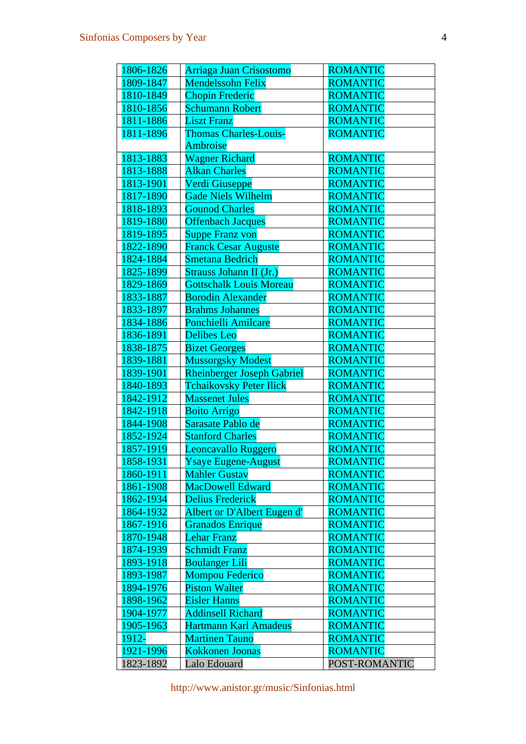| | | |
|---|---|---|
| 1806-1826 | Arriaga Juan Crisostomo | ROMANTIC |
| 1809-1847 | Mendelssohn Felix | ROMANTIC |
| 1810-1849 | Chopin Frederic | ROMANTIC |
| 1810-1856 | Schumann Robert | ROMANTIC |
| 1811-1886 | Liszt Franz | ROMANTIC |
| 1811-1896 | Thomas Charles-Louis-Ambroise | ROMANTIC |
| 1813-1883 | Wagner Richard | ROMANTIC |
| 1813-1888 | Alkan Charles | ROMANTIC |
| 1813-1901 | Verdi Giuseppe | ROMANTIC |
| 1817-1890 | Gade Niels Wilhelm | ROMANTIC |
| 1818-1893 | Gounod Charles | ROMANTIC |
| 1819-1880 | Offenbach Jacques | ROMANTIC |
| 1819-1895 | Suppe Franz von | ROMANTIC |
| 1822-1890 | Franck Cesar Auguste | ROMANTIC |
| 1824-1884 | Smetana Bedrich | ROMANTIC |
| 1825-1899 | Strauss Johann II (Jr.) | ROMANTIC |
| 1829-1869 | Gottschalk Louis Moreau | ROMANTIC |
| 1833-1887 | Borodin Alexander | ROMANTIC |
| 1833-1897 | Brahms Johannes | ROMANTIC |
| 1834-1886 | Ponchielli Amilcare | ROMANTIC |
| 1836-1891 | Delibes Leo | ROMANTIC |
| 1838-1875 | Bizet Georges | ROMANTIC |
| 1839-1881 | Mussorgsky Modest | ROMANTIC |
| 1839-1901 | Rheinberger Joseph Gabriel | ROMANTIC |
| 1840-1893 | Tchaikovsky Peter Ilick | ROMANTIC |
| 1842-1912 | Massenet Jules | ROMANTIC |
| 1842-1918 | Boito Arrigo | ROMANTIC |
| 1844-1908 | Sarasate Pablo de | ROMANTIC |
| 1852-1924 | Stanford Charles | ROMANTIC |
| 1857-1919 | Leoncavallo Ruggero | ROMANTIC |
| 1858-1931 | Ysaye Eugene-August | ROMANTIC |
| 1860-1911 | Mahler Gustav | ROMANTIC |
| 1861-1908 | MacDowell Edward | ROMANTIC |
| 1862-1934 | Delius Frederick | ROMANTIC |
| 1864-1932 | Albert or D'Albert Eugen d' | ROMANTIC |
| 1867-1916 | Granados Enrique | ROMANTIC |
| 1870-1948 | Lehar Franz | ROMANTIC |
| 1874-1939 | Schmidt Franz | ROMANTIC |
| 1893-1918 | Boulanger Lili | ROMANTIC |
| 1893-1987 | Mompou Federico | ROMANTIC |
| 1894-1976 | Piston Walter | ROMANTIC |
| 1898-1962 | Eisler Hanns | ROMANTIC |
| 1904-1977 | Addinsell Richard | ROMANTIC |
| 1905-1963 | Hartmann Karl Amadeus | ROMANTIC |
| 1912- | Martinen Tauno | ROMANTIC |
| 1921-1996 | Kokkonen Joonas | ROMANTIC |
| 1823-1892 | Lalo Edouard | POST-ROMANTIC |

http://www.anistor.gr/music/Sinfonias.html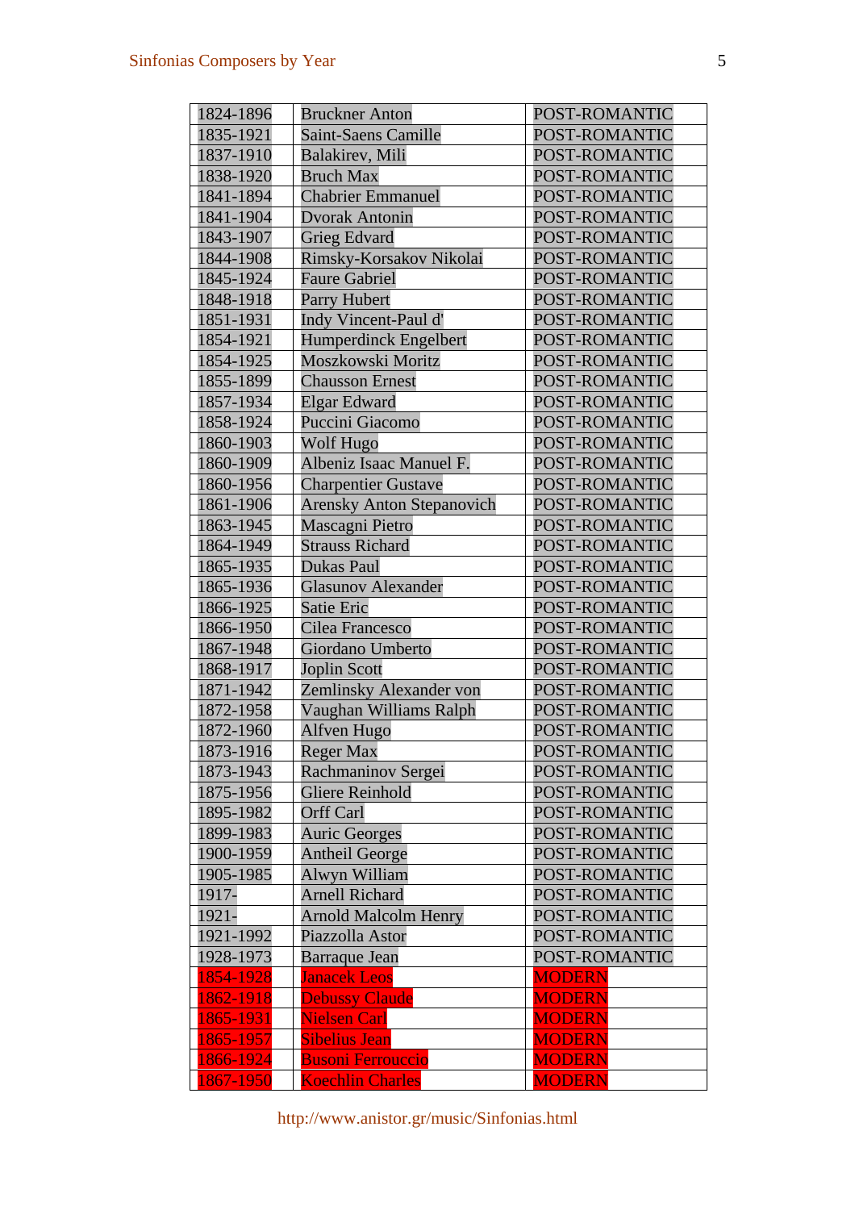| 1824-1896 | Bruckner Anton | POST-ROMANTIC |
|---|---|---|
| 1835-1921 | Saint-Saens Camille | POST-ROMANTIC |
| 1837-1910 | Balakirev, Mili | POST-ROMANTIC |
| 1838-1920 | Bruch Max | POST-ROMANTIC |
| 1841-1894 | Chabrier Emmanuel | POST-ROMANTIC |
| 1841-1904 | Dvorak Antonin | POST-ROMANTIC |
| 1843-1907 | Grieg Edvard | POST-ROMANTIC |
| 1844-1908 | Rimsky-Korsakov Nikolai | POST-ROMANTIC |
| 1845-1924 | Faure Gabriel | POST-ROMANTIC |
| 1848-1918 | Parry Hubert | POST-ROMANTIC |
| 1851-1931 | Indy Vincent-Paul d' | POST-ROMANTIC |
| 1854-1921 | Humperdinck Engelbert | POST-ROMANTIC |
| 1854-1925 | Moszkowski Moritz | POST-ROMANTIC |
| 1855-1899 | Chausson Ernest | POST-ROMANTIC |
| 1857-1934 | Elgar Edward | POST-ROMANTIC |
| 1858-1924 | Puccini Giacomo | POST-ROMANTIC |
| 1860-1903 | Wolf Hugo | POST-ROMANTIC |
| 1860-1909 | Albeniz Isaac Manuel F. | POST-ROMANTIC |
| 1860-1956 | Charpentier Gustave | POST-ROMANTIC |
| 1861-1906 | Arensky Anton Stepanovich | POST-ROMANTIC |
| 1863-1945 | Mascagni Pietro | POST-ROMANTIC |
| 1864-1949 | Strauss Richard | POST-ROMANTIC |
| 1865-1935 | Dukas Paul | POST-ROMANTIC |
| 1865-1936 | Glasunov Alexander | POST-ROMANTIC |
| 1866-1925 | Satie Eric | POST-ROMANTIC |
| 1866-1950 | Cilea Francesco | POST-ROMANTIC |
| 1867-1948 | Giordano Umberto | POST-ROMANTIC |
| 1868-1917 | Joplin Scott | POST-ROMANTIC |
| 1871-1942 | Zemlinsky Alexander von | POST-ROMANTIC |
| 1872-1958 | Vaughan Williams Ralph | POST-ROMANTIC |
| 1872-1960 | Alfven Hugo | POST-ROMANTIC |
| 1873-1916 | Reger Max | POST-ROMANTIC |
| 1873-1943 | Rachmaninov Sergei | POST-ROMANTIC |
| 1875-1956 | Gliere Reinhold | POST-ROMANTIC |
| 1895-1982 | Orff Carl | POST-ROMANTIC |
| 1899-1983 | Auric Georges | POST-ROMANTIC |
| 1900-1959 | Antheil George | POST-ROMANTIC |
| 1905-1985 | Alwyn William | POST-ROMANTIC |
| 1917- | Arnell Richard | POST-ROMANTIC |
| 1921- | Arnold Malcolm Henry | POST-ROMANTIC |
| 1921-1992 | Piazzolla Astor | POST-ROMANTIC |
| 1928-1973 | Barraque Jean | POST-ROMANTIC |
| 1854-1928 | Janacek Leos | MODERN |
| 1862-1918 | Debussy Claude | MODERN |
| 1865-1931 | Nielsen Carl | MODERN |
| 1865-1957 | Sibelius Jean | MODERN |
| 1866-1924 | Busoni Ferrouccio | MODERN |
| 1867-1950 | Koechlin Charles | MODERN |

http://www.anistor.gr/music/Sinfonias.html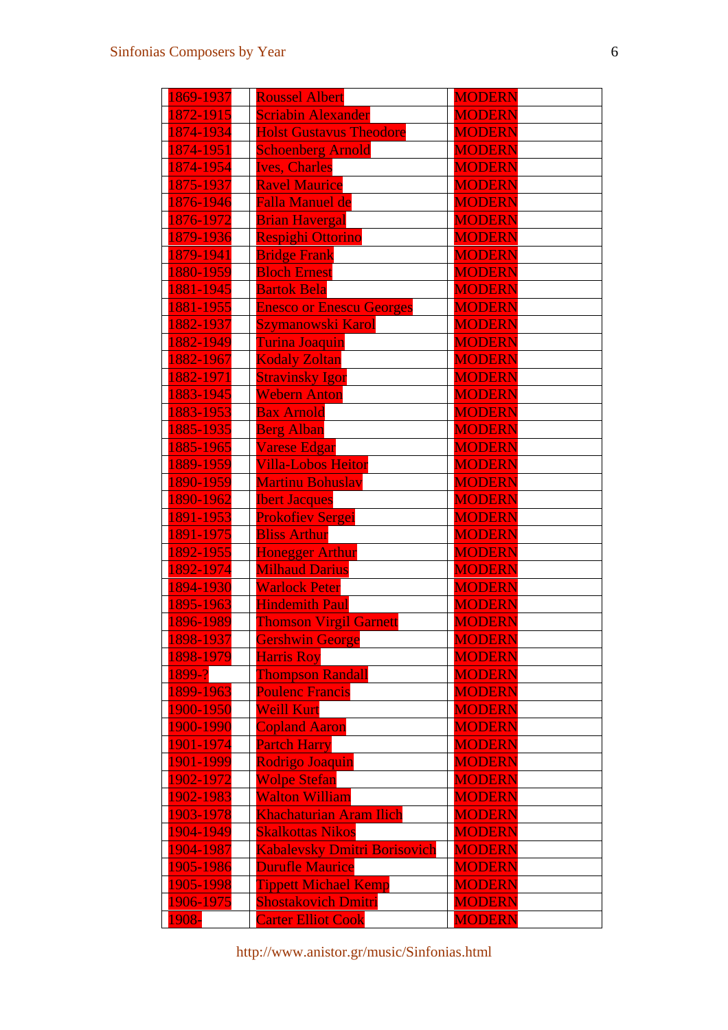| 1869-1937 | Roussel Albert | MODERN |
|---|---|---|
| 1872-1915 | Scriabin Alexander | MODERN |
| 1874-1934 | Holst Gustavus Theodore | MODERN |
| 1874-1951 | Schoenberg Arnold | MODERN |
| 1874-1954 | Ives, Charles | MODERN |
| 1875-1937 | Ravel Maurice | MODERN |
| 1876-1946 | Falla Manuel de | MODERN |
| 1876-1972 | Brian Havergal | MODERN |
| 1879-1936 | Respighi Ottorino | MODERN |
| 1879-1941 | Bridge Frank | MODERN |
| 1880-1959 | Bloch Ernest | MODERN |
| 1881-1945 | Bartok Bela | MODERN |
| 1881-1955 | Enesco or Enescu Georges | MODERN |
| 1882-1937 | Szymanowski Karol | MODERN |
| 1882-1949 | Turina Joaquin | MODERN |
| 1882-1967 | Kodaly Zoltan | MODERN |
| 1882-1971 | Stravinsky Igor | MODERN |
| 1883-1945 | Webern Anton | MODERN |
| 1883-1953 | Bax Arnold | MODERN |
| 1885-1935 | Berg Alban | MODERN |
| 1885-1965 | Varese Edgar | MODERN |
| 1889-1959 | Villa-Lobos Heitor | MODERN |
| 1890-1959 | Martinu Bohuslav | MODERN |
| 1890-1962 | Ibert Jacques | MODERN |
| 1891-1953 | Prokofiev Sergei | MODERN |
| 1891-1975 | Bliss Arthur | MODERN |
| 1892-1955 | Honegger Arthur | MODERN |
| 1892-1974 | Milhaud Darius | MODERN |
| 1894-1930 | Warlock Peter | MODERN |
| 1895-1963 | Hindemith Paul | MODERN |
| 1896-1989 | Thomson Virgil Garnett | MODERN |
| 1898-1937 | Gershwin George | MODERN |
| 1898-1979 | Harris Roy | MODERN |
| 1899-? | Thompson Randall | MODERN |
| 1899-1963 | Poulenc Francis | MODERN |
| 1900-1950 | Weill Kurt | MODERN |
| 1900-1990 | Copland Aaron | MODERN |
| 1901-1974 | Partch Harry | MODERN |
| 1901-1999 | Rodrigo Joaquin | MODERN |
| 1902-1972 | Wolpe Stefan | MODERN |
| 1902-1983 | Walton William | MODERN |
| 1903-1978 | Khachaturian Aram Ilich | MODERN |
| 1904-1949 | Skalkottas Nikos | MODERN |
| 1904-1987 | Kabalevsky Dmitri Borisovich | MODERN |
| 1905-1986 | Durufle Maurice | MODERN |
| 1905-1998 | Tippett Michael Kemp | MODERN |
| 1906-1975 | Shostakovich Dmitri | MODERN |
| 1908- | Carter Elliot Cook | MODERN |

http://www.anistor.gr/music/Sinfonias.html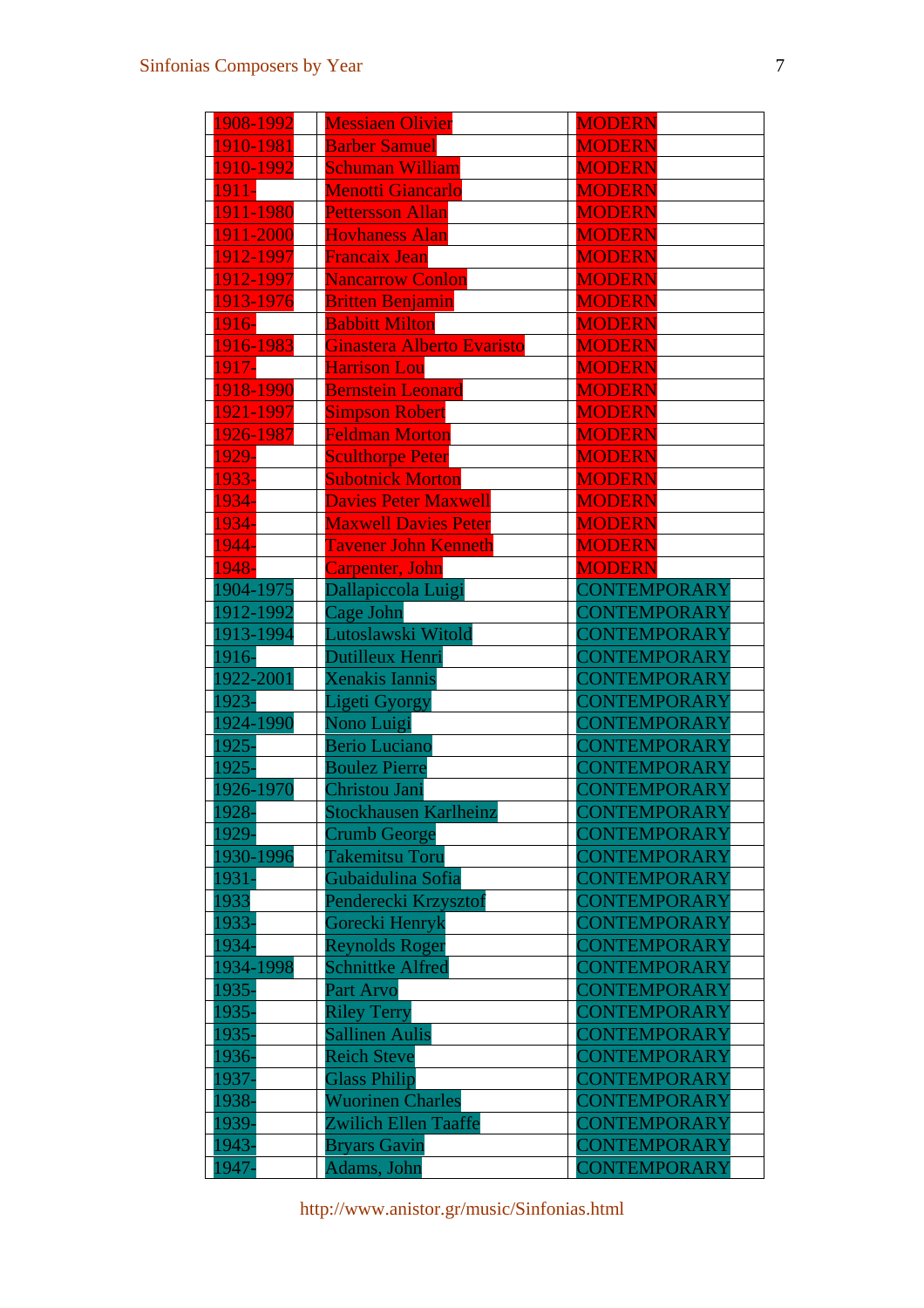| | | |
|---|---|---|
| 1908-1992 | Messiaen Olivier | MODERN |
| 1910-1981 | Barber Samuel | MODERN |
| 1910-1992 | Schuman William | MODERN |
| 1911- | Menotti Giancarlo | MODERN |
| 1911-1980 | Pettersson Allan | MODERN |
| 1911-2000 | Hovhaness Alan | MODERN |
| 1912-1997 | Francaix Jean | MODERN |
| 1912-1997 | Nancarrow Conlon | MODERN |
| 1913-1976 | Britten Benjamin | MODERN |
| 1916- | Babbitt Milton | MODERN |
| 1916-1983 | Ginastera Alberto Evaristo | MODERN |
| 1917- | Harrison Lou | MODERN |
| 1918-1990 | Bernstein Leonard | MODERN |
| 1921-1997 | Simpson Robert | MODERN |
| 1926-1987 | Feldman Morton | MODERN |
| 1929- | Sculthorpe Peter | MODERN |
| 1933- | Subotnick Morton | MODERN |
| 1934- | Davies Peter Maxwell | MODERN |
| 1934- | Maxwell Davies Peter | MODERN |
| 1944- | Tavener John Kenneth | MODERN |
| 1948- | Carpenter, John | MODERN |
| 1904-1975 | Dallapiccola Luigi | CONTEMPORARY |
| 1912-1992 | Cage John | CONTEMPORARY |
| 1913-1994 | Lutoslawski Witold | CONTEMPORARY |
| 1916- | Dutilleux Henri | CONTEMPORARY |
| 1922-2001 | Xenakis Iannis | CONTEMPORARY |
| 1923- | Ligeti Gyorgy | CONTEMPORARY |
| 1924-1990 | Nono Luigi | CONTEMPORARY |
| 1925- | Berio Luciano | CONTEMPORARY |
| 1925- | Boulez Pierre | CONTEMPORARY |
| 1926-1970 | Christou Jani | CONTEMPORARY |
| 1928- | Stockhausen Karlheinz | CONTEMPORARY |
| 1929- | Crumb George | CONTEMPORARY |
| 1930-1996 | Takemitsu Toru | CONTEMPORARY |
| 1931- | Gubaidulina Sofia | CONTEMPORARY |
| 1933 | Penderecki Krzysztof | CONTEMPORARY |
| 1933- | Gorecki Henryk | CONTEMPORARY |
| 1934- | Reynolds Roger | CONTEMPORARY |
| 1934-1998 | Schnittke Alfred | CONTEMPORARY |
| 1935- | Part Arvo | CONTEMPORARY |
| 1935- | Riley Terry | CONTEMPORARY |
| 1935- | Sallinen Aulis | CONTEMPORARY |
| 1936- | Reich Steve | CONTEMPORARY |
| 1937- | Glass Philip | CONTEMPORARY |
| 1938- | Wuorinen Charles | CONTEMPORARY |
| 1939- | Zwilich Ellen Taaffe | CONTEMPORARY |
| 1943- | Bryars Gavin | CONTEMPORARY |
| 1947- | Adams, John | CONTEMPORARY |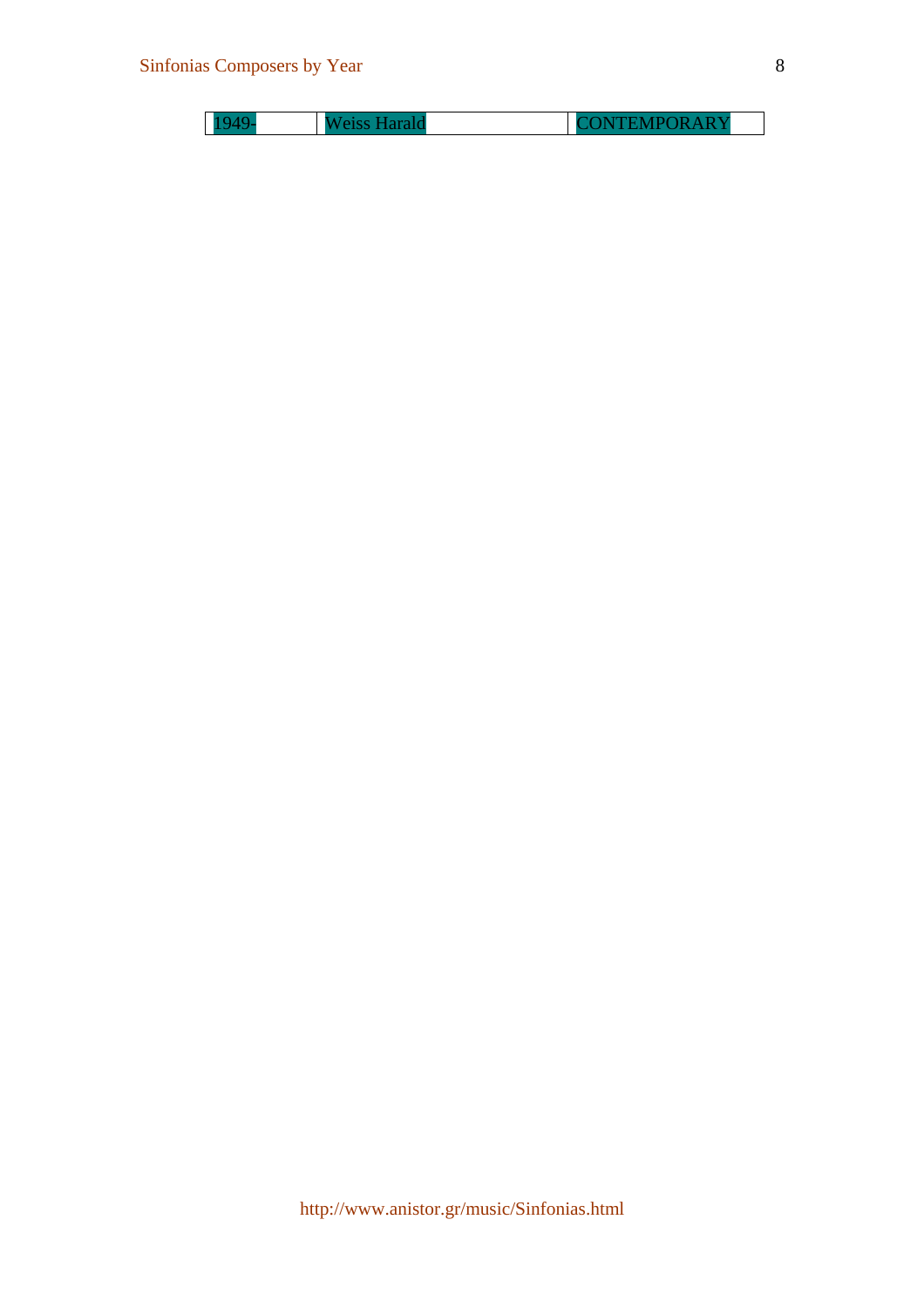| | | |
|---|---|---|
| 1949- | Weiss Harald | CONTEMPORARY |